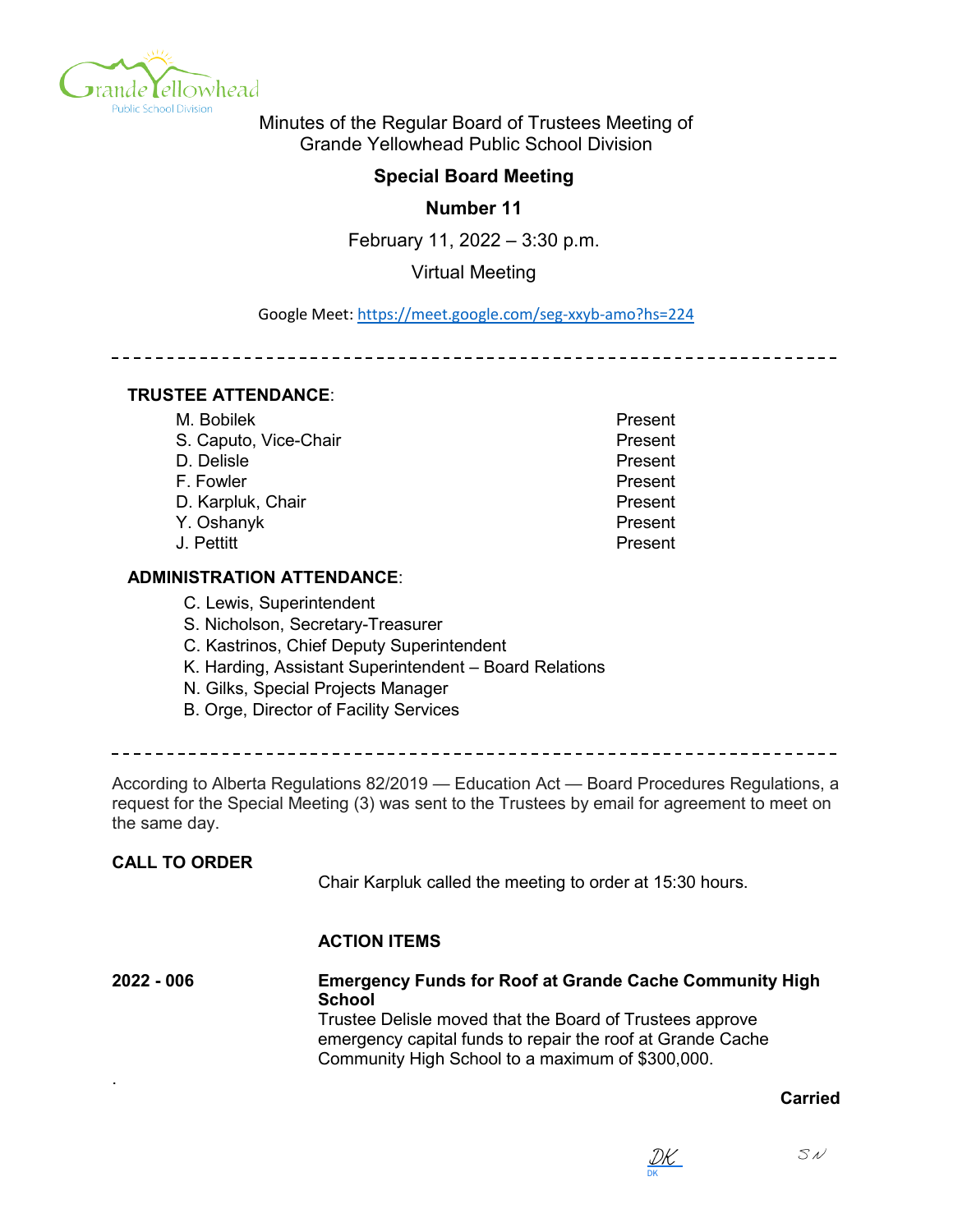Minutes of the Regular Board of Trustees Meeting of Grande Yellowhead Public School Division

## Special Board Meeting

## Number 11

February 11, 2022 – 3:30 p.m.

Virtual Meeting

Google Meet: https://meet.google.com/seg-xxyb-amo?hs=224

---

**TRUSTEE ATTENDANCE**:

| | |
|---|---|
| M. Bobilek | Present |
| S. Caputo, Vice-Chair | Present |
| D. Delisle | Present |
| F. Fowler | Present |
| D. Karpluk, Chair | Present |
| Y. Oshanyk | Present |
| J. Pettitt | Present |

**ADMINISTRATION ATTENDANCE**:

C. Lewis, Superintendent
S. Nicholson, Secretary-Treasurer
C. Kastrinos, Chief Deputy Superintendent
K. Harding, Assistant Superintendent – Board Relations
N. Gilks, Special Projects Manager
B. Orge, Director of Facility Services

---

According to Alberta Regulations 82/2019 — Education Act — Board Procedures Regulations, a request for the Special Meeting (3) was sent to the Trustees by email for agreement to meet on the same day.

**CALL TO ORDER**

Chair Karpluk called the meeting to order at 15:30 hours.

**ACTION ITEMS**

**2022 - 006**

**Emergency Funds for Roof at Grande Cache Community High School**

Trustee Delisle moved that the Board of Trustees approve emergency capital funds to repair the roof at Grande Cache Community High School to a maximum of $300,000.

.

**Carried**

DK SN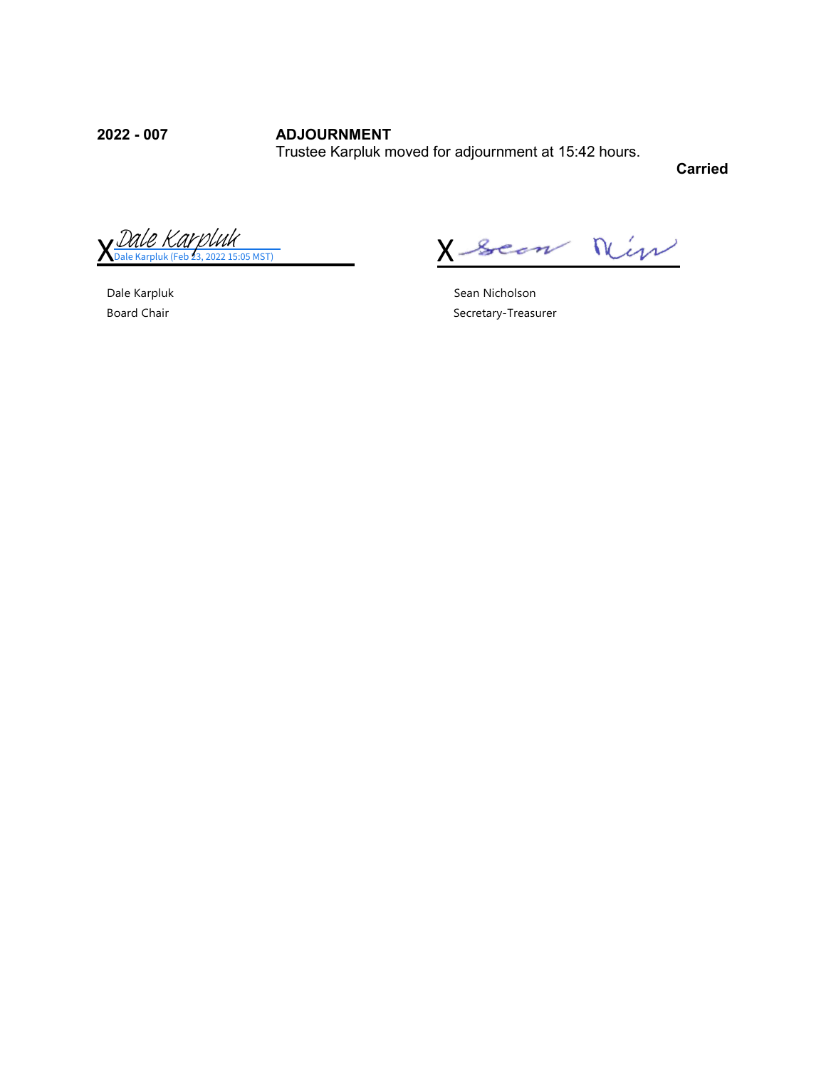**2022 - 007** **ADJOURNMENT**

Trustee Karpluk moved for adjournment at 15:42 hours.

**Carried**

X Dale Karpluk
Dale Karpluk (Feb 23, 2022 15:05 MST)

Dale Karpluk
Board Chair

X

Sean Nicholson
Secretary-Treasurer